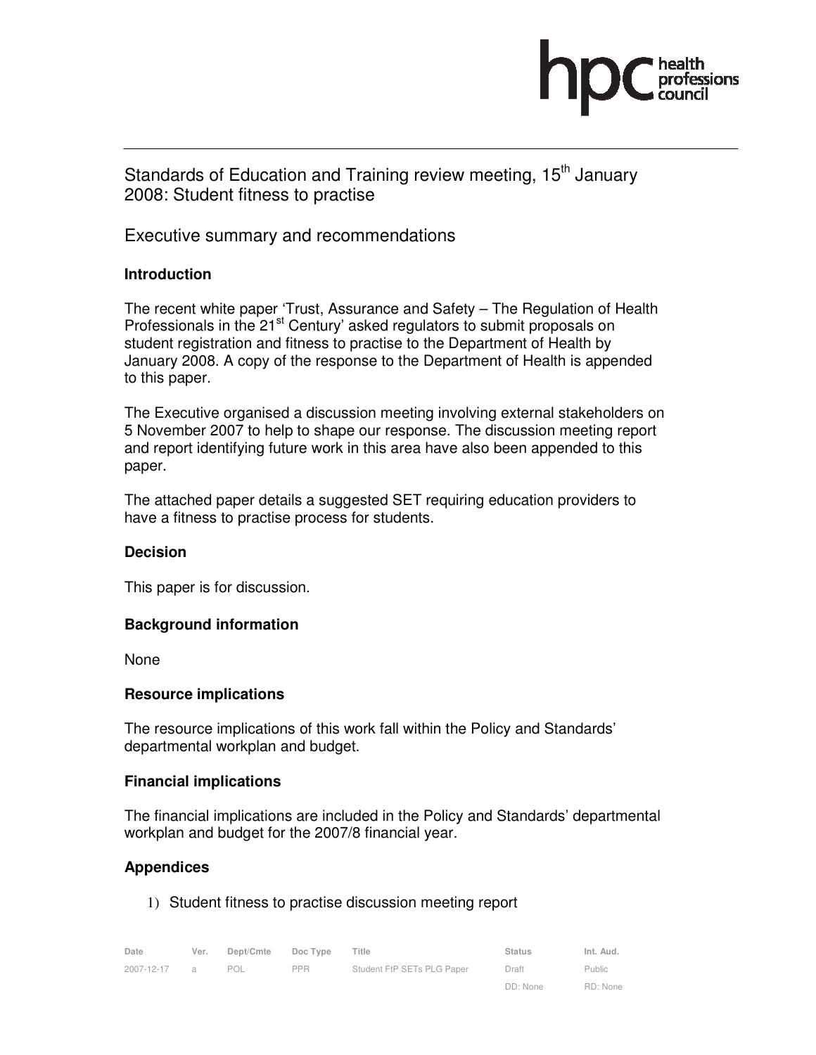# Standards of Education and Training review meeting, 15th January 2008: Student fitness to practise

## Executive summary and recommendations

### Introduction

The recent white paper 'Trust, Assurance and Safety – The Regulation of Health Professionals in the 21st Century' asked regulators to submit proposals on student registration and fitness to practise to the Department of Health by January 2008. A copy of the response to the Department of Health is appended to this paper.

The Executive organised a discussion meeting involving external stakeholders on 5 November 2007 to help to shape our response. The discussion meeting report and report identifying future work in this area have also been appended to this paper.

The attached paper details a suggested SET requiring education providers to have a fitness to practise process for students.

### Decision

This paper is for discussion.

### Background information

None

### Resource implications

The resource implications of this work fall within the Policy and Standards' departmental workplan and budget.

### Financial implications

The financial implications are included in the Policy and Standards' departmental workplan and budget for the 2007/8 financial year.

### Appendices

1) Student fitness to practise discussion meeting report

| Date | Ver. | Dept/Cmte | Doc Type | Title | Status | Int. Aud. |
|---|---|---|---|---|---|---|
| 2007-12-17 | a | POL | PPR | Student FtP SETs PLG Paper | Draft | Public |
| | | | | | DD: None | RD: None |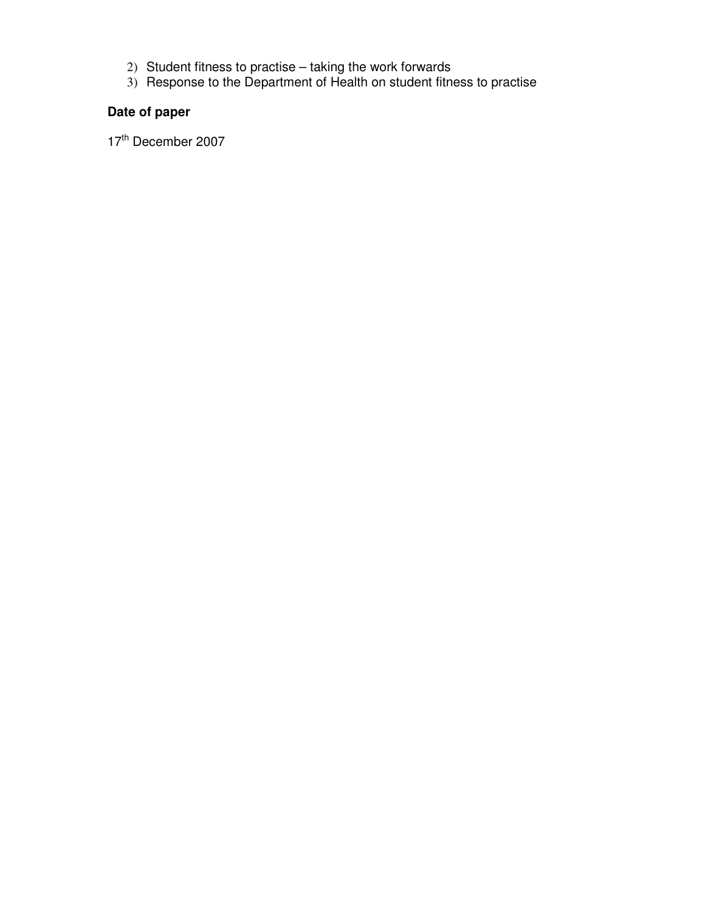2) Student fitness to practise – taking the work forwards
3) Response to the Department of Health on student fitness to practise

**Date of paper**

17th December 2007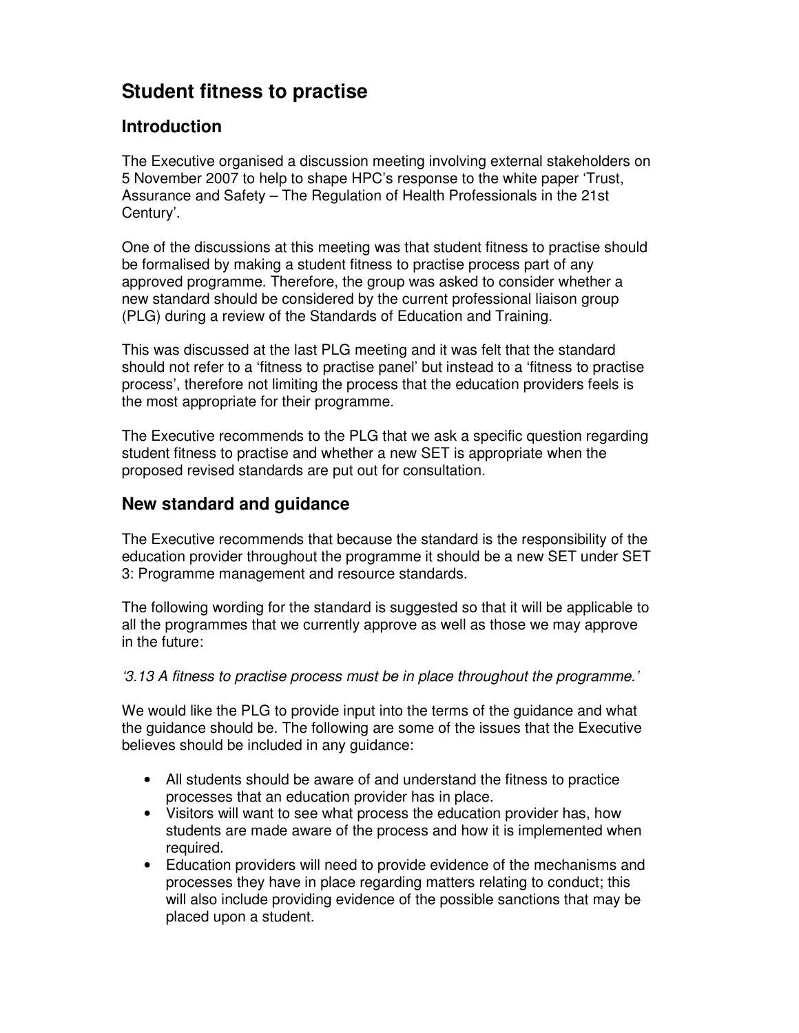# Student fitness to practise

## Introduction

The Executive organised a discussion meeting involving external stakeholders on 5 November 2007 to help to shape HPC's response to the white paper 'Trust, Assurance and Safety – The Regulation of Health Professionals in the 21st Century'.

One of the discussions at this meeting was that student fitness to practise should be formalised by making a student fitness to practise process part of any approved programme. Therefore, the group was asked to consider whether a new standard should be considered by the current professional liaison group (PLG) during a review of the Standards of Education and Training.

This was discussed at the last PLG meeting and it was felt that the standard should not refer to a 'fitness to practise panel' but instead to a 'fitness to practise process', therefore not limiting the process that the education providers feels is the most appropriate for their programme.

The Executive recommends to the PLG that we ask a specific question regarding student fitness to practise and whether a new SET is appropriate when the proposed revised standards are put out for consultation.

## New standard and guidance

The Executive recommends that because the standard is the responsibility of the education provider throughout the programme it should be a new SET under SET 3: Programme management and resource standards.

The following wording for the standard is suggested so that it will be applicable to all the programmes that we currently approve as well as those we may approve in the future:

*'3.13 A fitness to practise process must be in place throughout the programme.'*

We would like the PLG to provide input into the terms of the guidance and what the guidance should be. The following are some of the issues that the Executive believes should be included in any guidance:

- All students should be aware of and understand the fitness to practice processes that an education provider has in place.
- Visitors will want to see what process the education provider has, how students are made aware of the process and how it is implemented when required.
- Education providers will need to provide evidence of the mechanisms and processes they have in place regarding matters relating to conduct; this will also include providing evidence of the possible sanctions that may be placed upon a student.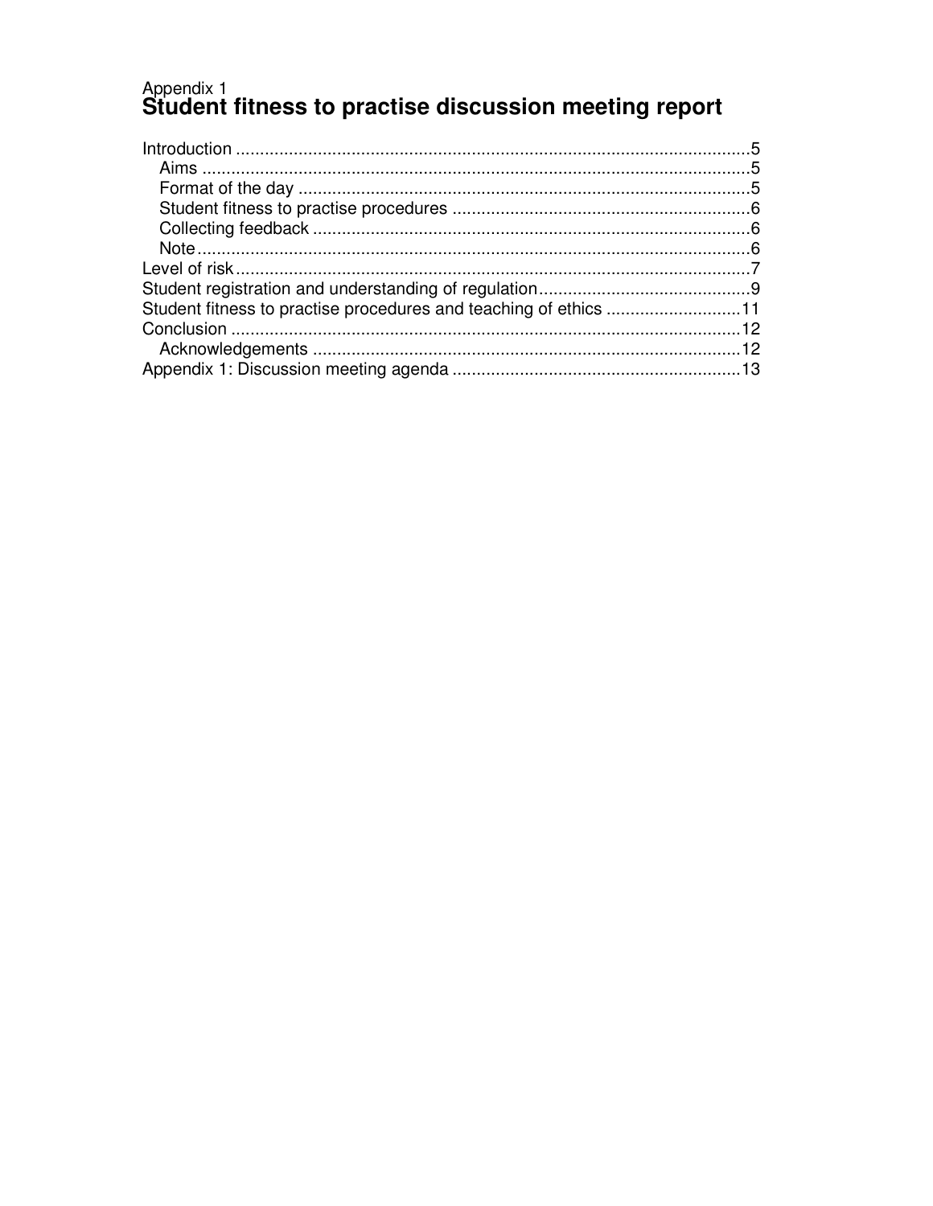Appendix 1

# Student fitness to practise discussion meeting report

Introduction ..........................................................................................................5
- Aims ..................................................................................................................5
- Format of the day .............................................................................................5
- Student fitness to practise procedures .............................................................6
- Collecting feedback ...........................................................................................6
- Note...................................................................................................................6

Level of risk.............................................................................................................7
Student registration and understanding of regulation............................................9
Student fitness to practise procedures and teaching of ethics ............................11
Conclusion ..........................................................................................................12
- Acknowledgements .........................................................................................12

Appendix 1: Discussion meeting agenda ...........................................................13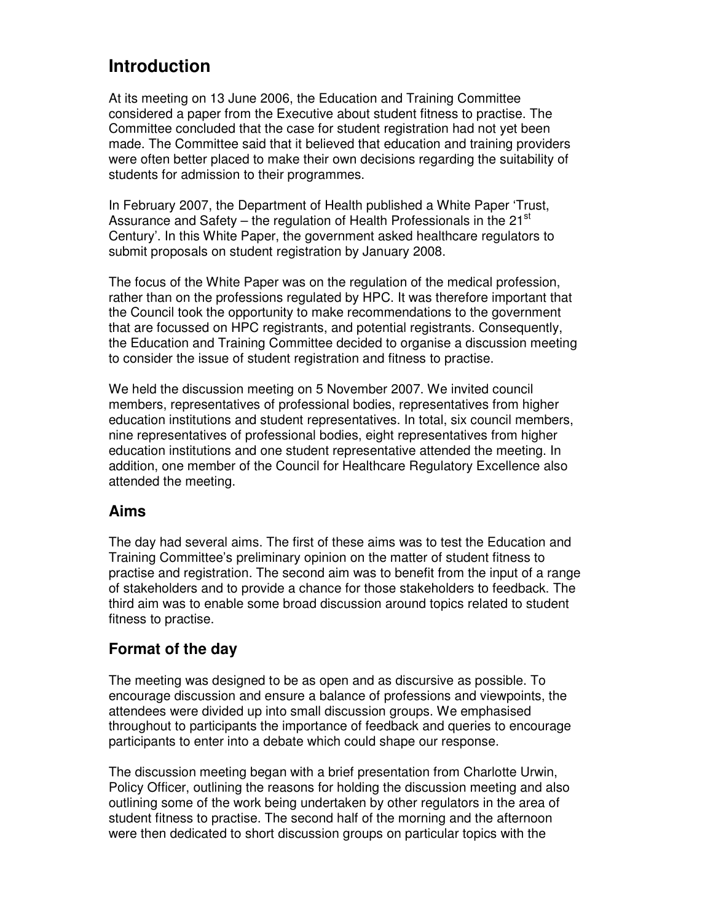## Introduction

At its meeting on 13 June 2006, the Education and Training Committee considered a paper from the Executive about student fitness to practise. The Committee concluded that the case for student registration had not yet been made. The Committee said that it believed that education and training providers were often better placed to make their own decisions regarding the suitability of students for admission to their programmes.

In February 2007, the Department of Health published a White Paper 'Trust, Assurance and Safety – the regulation of Health Professionals in the 21st Century'. In this White Paper, the government asked healthcare regulators to submit proposals on student registration by January 2008.

The focus of the White Paper was on the regulation of the medical profession, rather than on the professions regulated by HPC. It was therefore important that the Council took the opportunity to make recommendations to the government that are focussed on HPC registrants, and potential registrants. Consequently, the Education and Training Committee decided to organise a discussion meeting to consider the issue of student registration and fitness to practise.

We held the discussion meeting on 5 November 2007. We invited council members, representatives of professional bodies, representatives from higher education institutions and student representatives. In total, six council members, nine representatives of professional bodies, eight representatives from higher education institutions and one student representative attended the meeting. In addition, one member of the Council for Healthcare Regulatory Excellence also attended the meeting.

### Aims

The day had several aims. The first of these aims was to test the Education and Training Committee's preliminary opinion on the matter of student fitness to practise and registration. The second aim was to benefit from the input of a range of stakeholders and to provide a chance for those stakeholders to feedback. The third aim was to enable some broad discussion around topics related to student fitness to practise.

### Format of the day

The meeting was designed to be as open and as discursive as possible. To encourage discussion and ensure a balance of professions and viewpoints, the attendees were divided up into small discussion groups. We emphasised throughout to participants the importance of feedback and queries to encourage participants to enter into a debate which could shape our response.

The discussion meeting began with a brief presentation from Charlotte Urwin, Policy Officer, outlining the reasons for holding the discussion meeting and also outlining some of the work being undertaken by other regulators in the area of student fitness to practise. The second half of the morning and the afternoon were then dedicated to short discussion groups on particular topics with the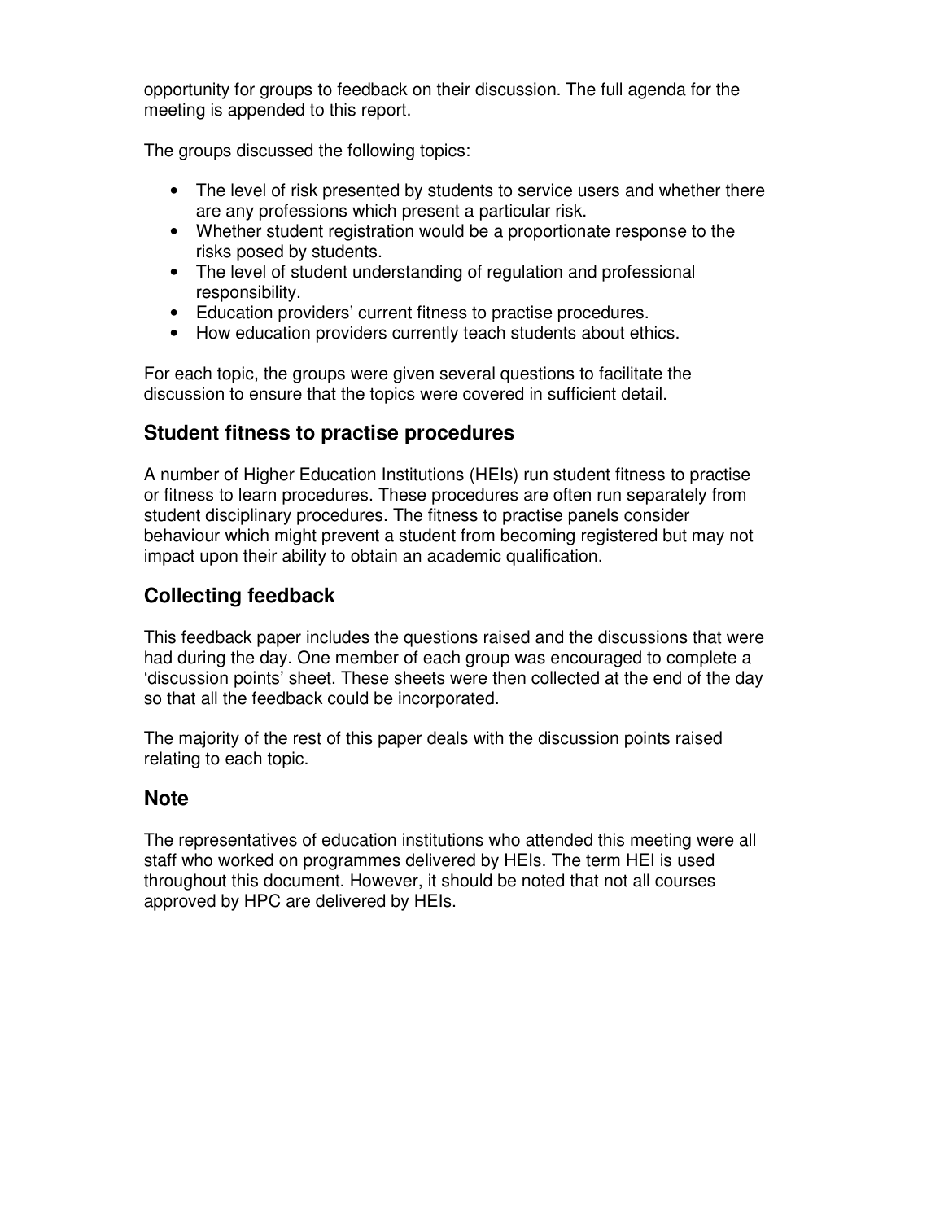opportunity for groups to feedback on their discussion. The full agenda for the meeting is appended to this report.

The groups discussed the following topics:

- The level of risk presented by students to service users and whether there are any professions which present a particular risk.
- Whether student registration would be a proportionate response to the risks posed by students.
- The level of student understanding of regulation and professional responsibility.
- Education providers' current fitness to practise procedures.
- How education providers currently teach students about ethics.

For each topic, the groups were given several questions to facilitate the discussion to ensure that the topics were covered in sufficient detail.

## Student fitness to practise procedures

A number of Higher Education Institutions (HEIs) run student fitness to practise or fitness to learn procedures. These procedures are often run separately from student disciplinary procedures. The fitness to practise panels consider behaviour which might prevent a student from becoming registered but may not impact upon their ability to obtain an academic qualification.

## Collecting feedback

This feedback paper includes the questions raised and the discussions that were had during the day. One member of each group was encouraged to complete a 'discussion points' sheet. These sheets were then collected at the end of the day so that all the feedback could be incorporated.

The majority of the rest of this paper deals with the discussion points raised relating to each topic.

## Note

The representatives of education institutions who attended this meeting were all staff who worked on programmes delivered by HEIs. The term HEI is used throughout this document. However, it should be noted that not all courses approved by HPC are delivered by HEIs.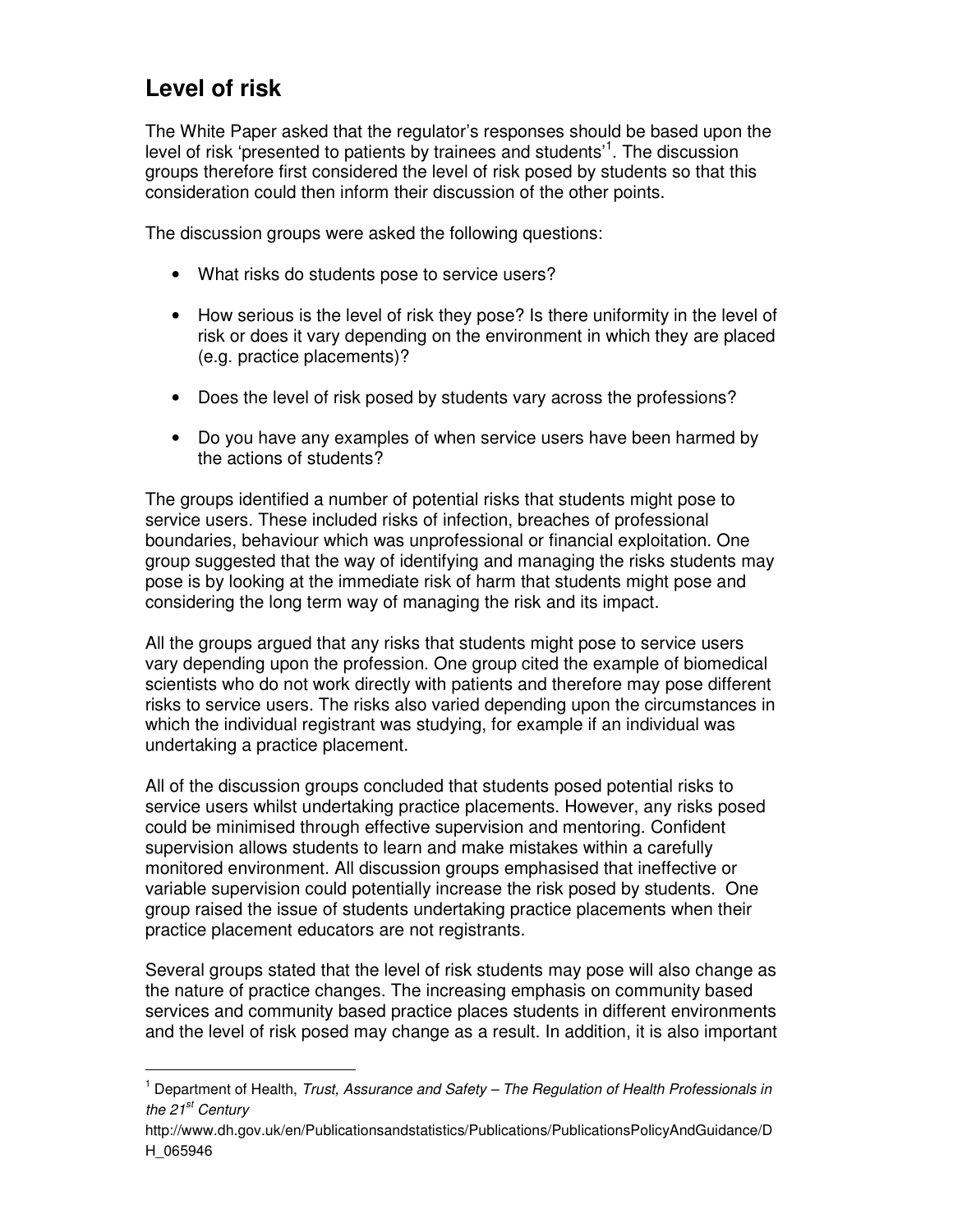## Level of risk

The White Paper asked that the regulator's responses should be based upon the level of risk 'presented to patients by trainees and students'[1]. The discussion groups therefore first considered the level of risk posed by students so that this consideration could then inform their discussion of the other points.

The discussion groups were asked the following questions:

- What risks do students pose to service users?
- How serious is the level of risk they pose? Is there uniformity in the level of risk or does it vary depending on the environment in which they are placed (e.g. practice placements)?
- Does the level of risk posed by students vary across the professions?
- Do you have any examples of when service users have been harmed by the actions of students?

The groups identified a number of potential risks that students might pose to service users. These included risks of infection, breaches of professional boundaries, behaviour which was unprofessional or financial exploitation. One group suggested that the way of identifying and managing the risks students may pose is by looking at the immediate risk of harm that students might pose and considering the long term way of managing the risk and its impact.

All the groups argued that any risks that students might pose to service users vary depending upon the profession. One group cited the example of biomedical scientists who do not work directly with patients and therefore may pose different risks to service users. The risks also varied depending upon the circumstances in which the individual registrant was studying, for example if an individual was undertaking a practice placement.

All of the discussion groups concluded that students posed potential risks to service users whilst undertaking practice placements. However, any risks posed could be minimised through effective supervision and mentoring. Confident supervision allows students to learn and make mistakes within a carefully monitored environment. All discussion groups emphasised that ineffective or variable supervision could potentially increase the risk posed by students. One group raised the issue of students undertaking practice placements when their practice placement educators are not registrants.

Several groups stated that the level of risk students may pose will also change as the nature of practice changes. The increasing emphasis on community based services and community based practice places students in different environments and the level of risk posed may change as a result. In addition, it is also important

---

[1] Department of Health, *Trust, Assurance and Safety – The Regulation of Health Professionals in the 21st Century*
http://www.dh.gov.uk/en/Publicationsandstatistics/Publications/PublicationsPolicyAndGuidance/DH_065946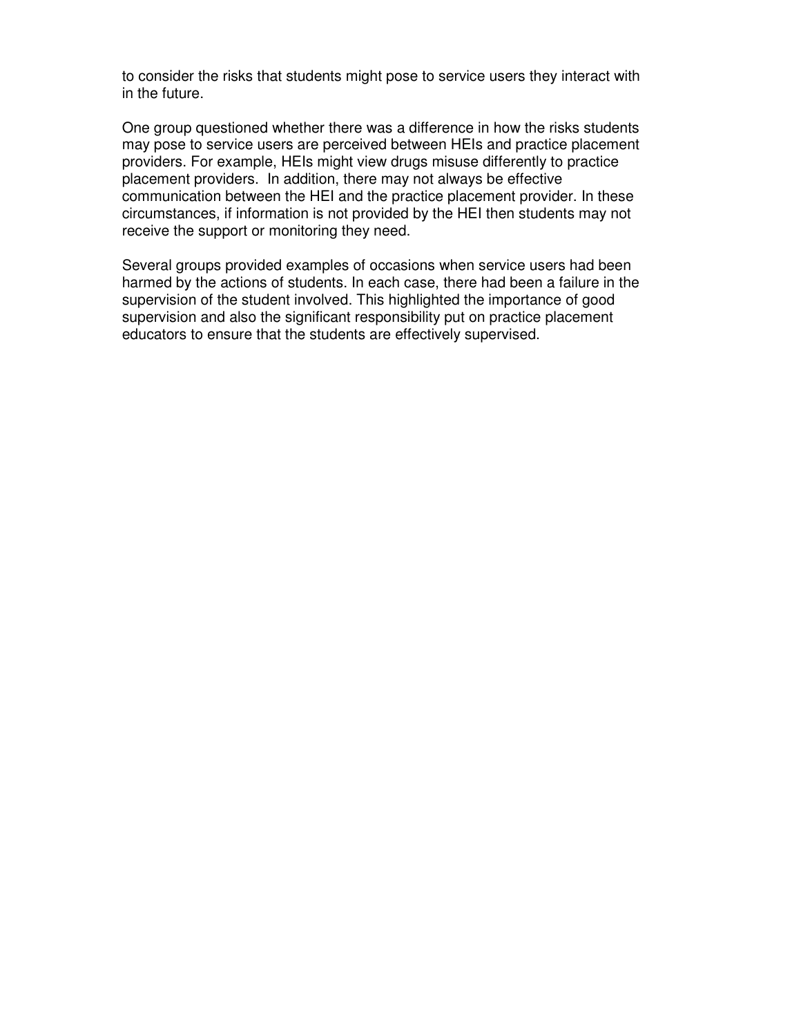to consider the risks that students might pose to service users they interact with in the future.

One group questioned whether there was a difference in how the risks students may pose to service users are perceived between HEIs and practice placement providers. For example, HEIs might view drugs misuse differently to practice placement providers. In addition, there may not always be effective communication between the HEI and the practice placement provider. In these circumstances, if information is not provided by the HEI then students may not receive the support or monitoring they need.

Several groups provided examples of occasions when service users had been harmed by the actions of students. In each case, there had been a failure in the supervision of the student involved. This highlighted the importance of good supervision and also the significant responsibility put on practice placement educators to ensure that the students are effectively supervised.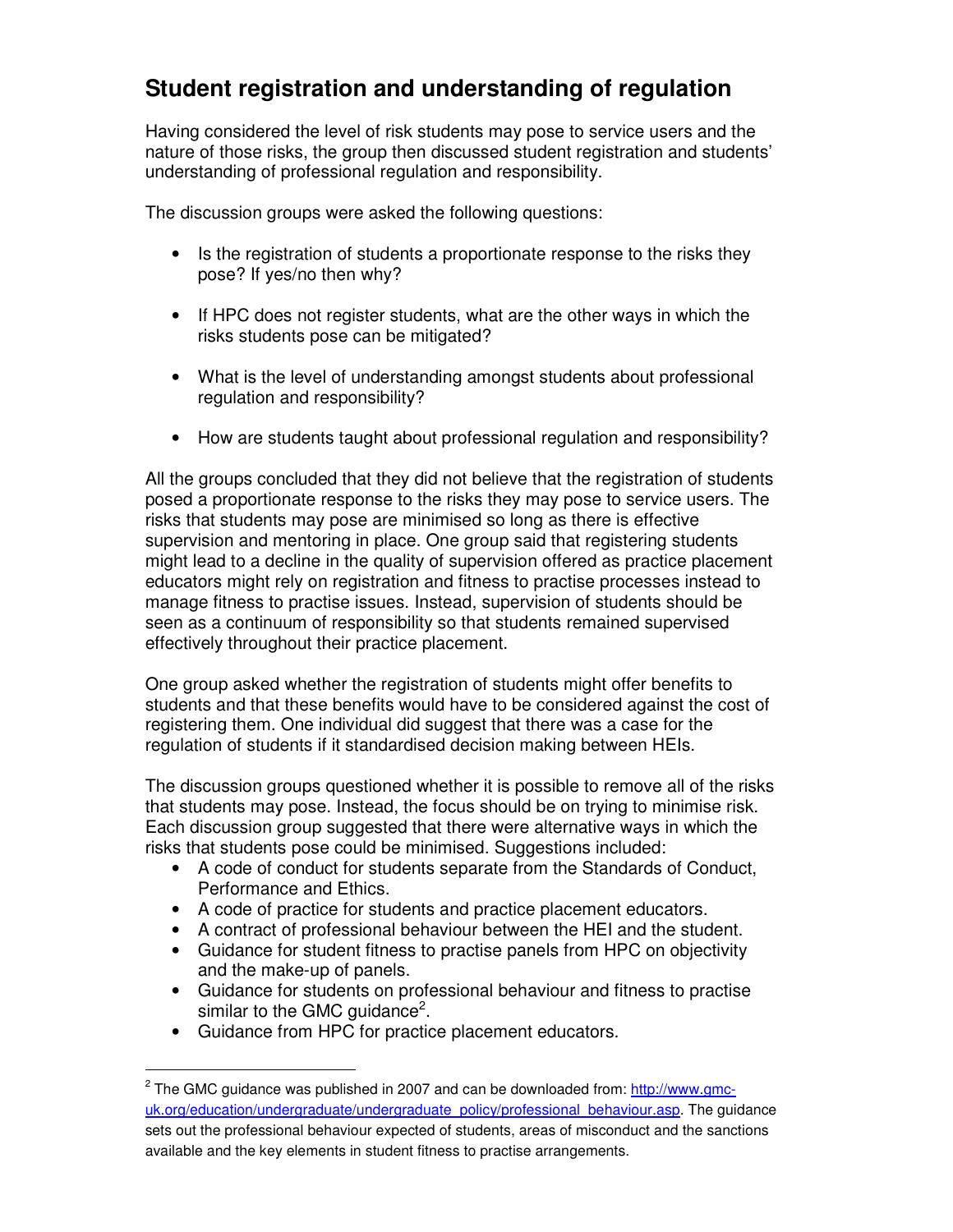## Student registration and understanding of regulation

Having considered the level of risk students may pose to service users and the nature of those risks, the group then discussed student registration and students' understanding of professional regulation and responsibility.

The discussion groups were asked the following questions:

- Is the registration of students a proportionate response to the risks they pose? If yes/no then why?
- If HPC does not register students, what are the other ways in which the risks students pose can be mitigated?
- What is the level of understanding amongst students about professional regulation and responsibility?
- How are students taught about professional regulation and responsibility?

All the groups concluded that they did not believe that the registration of students posed a proportionate response to the risks they may pose to service users. The risks that students may pose are minimised so long as there is effective supervision and mentoring in place. One group said that registering students might lead to a decline in the quality of supervision offered as practice placement educators might rely on registration and fitness to practise processes instead to manage fitness to practise issues. Instead, supervision of students should be seen as a continuum of responsibility so that students remained supervised effectively throughout their practice placement.

One group asked whether the registration of students might offer benefits to students and that these benefits would have to be considered against the cost of registering them. One individual did suggest that there was a case for the regulation of students if it standardised decision making between HEIs.

The discussion groups questioned whether it is possible to remove all of the risks that students may pose. Instead, the focus should be on trying to minimise risk. Each discussion group suggested that there were alternative ways in which the risks that students pose could be minimised. Suggestions included:

- A code of conduct for students separate from the Standards of Conduct, Performance and Ethics.
- A code of practice for students and practice placement educators.
- A contract of professional behaviour between the HEI and the student.
- Guidance for student fitness to practise panels from HPC on objectivity and the make-up of panels.
- Guidance for students on professional behaviour and fitness to practise similar to the GMC guidance[2].
- Guidance from HPC for practice placement educators.

---

[2] The GMC guidance was published in 2007 and can be downloaded from: http://www.gmc-uk.org/education/undergraduate/undergraduate_policy/professional_behaviour.asp. The guidance sets out the professional behaviour expected of students, areas of misconduct and the sanctions available and the key elements in student fitness to practise arrangements.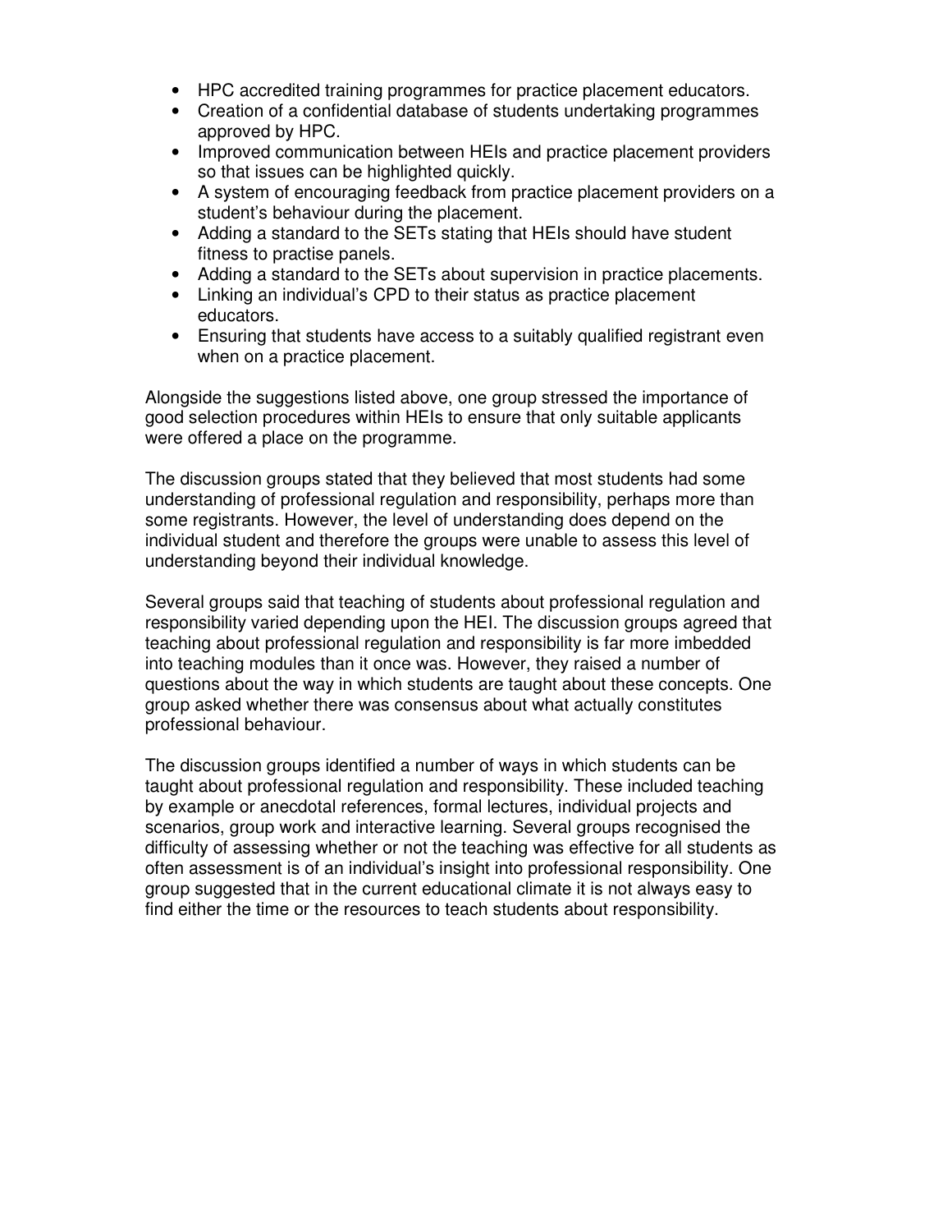- HPC accredited training programmes for practice placement educators.
- Creation of a confidential database of students undertaking programmes approved by HPC.
- Improved communication between HEIs and practice placement providers so that issues can be highlighted quickly.
- A system of encouraging feedback from practice placement providers on a student's behaviour during the placement.
- Adding a standard to the SETs stating that HEIs should have student fitness to practise panels.
- Adding a standard to the SETs about supervision in practice placements.
- Linking an individual's CPD to their status as practice placement educators.
- Ensuring that students have access to a suitably qualified registrant even when on a practice placement.

Alongside the suggestions listed above, one group stressed the importance of good selection procedures within HEIs to ensure that only suitable applicants were offered a place on the programme.

The discussion groups stated that they believed that most students had some understanding of professional regulation and responsibility, perhaps more than some registrants. However, the level of understanding does depend on the individual student and therefore the groups were unable to assess this level of understanding beyond their individual knowledge.

Several groups said that teaching of students about professional regulation and responsibility varied depending upon the HEI. The discussion groups agreed that teaching about professional regulation and responsibility is far more imbedded into teaching modules than it once was. However, they raised a number of questions about the way in which students are taught about these concepts. One group asked whether there was consensus about what actually constitutes professional behaviour.

The discussion groups identified a number of ways in which students can be taught about professional regulation and responsibility. These included teaching by example or anecdotal references, formal lectures, individual projects and scenarios, group work and interactive learning. Several groups recognised the difficulty of assessing whether or not the teaching was effective for all students as often assessment is of an individual's insight into professional responsibility. One group suggested that in the current educational climate it is not always easy to find either the time or the resources to teach students about responsibility.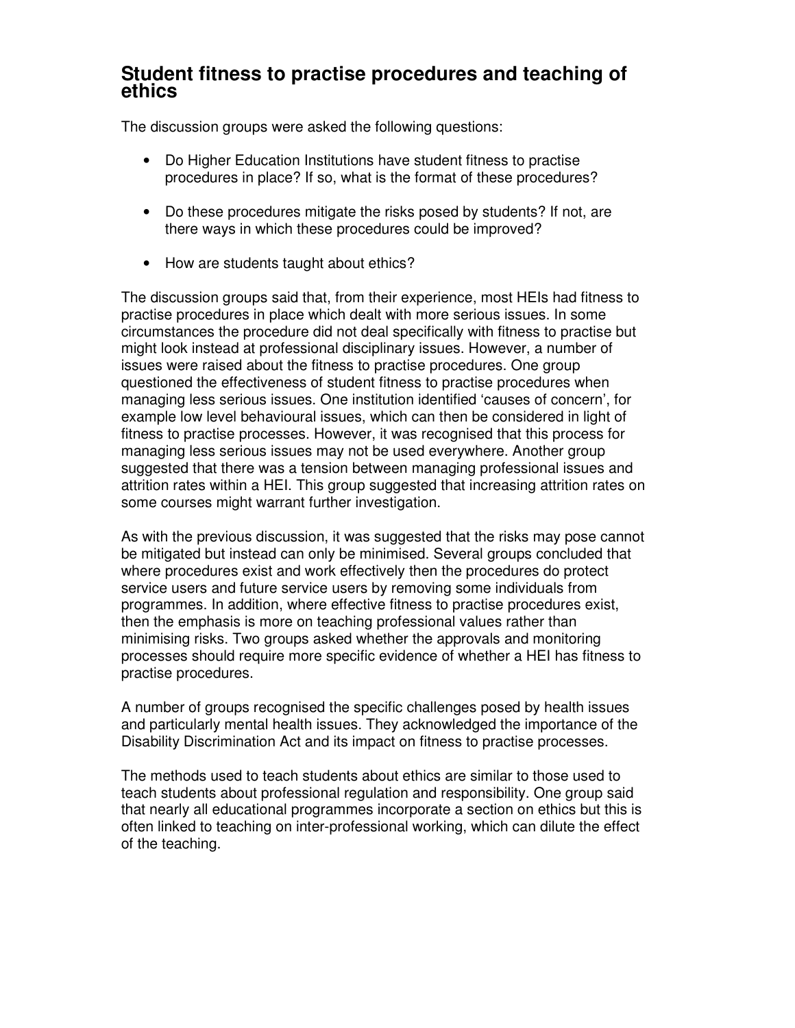## Student fitness to practise procedures and teaching of ethics

The discussion groups were asked the following questions:

- Do Higher Education Institutions have student fitness to practise procedures in place? If so, what is the format of these procedures?
- Do these procedures mitigate the risks posed by students? If not, are there ways in which these procedures could be improved?
- How are students taught about ethics?

The discussion groups said that, from their experience, most HEIs had fitness to practise procedures in place which dealt with more serious issues. In some circumstances the procedure did not deal specifically with fitness to practise but might look instead at professional disciplinary issues. However, a number of issues were raised about the fitness to practise procedures. One group questioned the effectiveness of student fitness to practise procedures when managing less serious issues. One institution identified 'causes of concern', for example low level behavioural issues, which can then be considered in light of fitness to practise processes. However, it was recognised that this process for managing less serious issues may not be used everywhere. Another group suggested that there was a tension between managing professional issues and attrition rates within a HEI. This group suggested that increasing attrition rates on some courses might warrant further investigation.

As with the previous discussion, it was suggested that the risks may pose cannot be mitigated but instead can only be minimised. Several groups concluded that where procedures exist and work effectively then the procedures do protect service users and future service users by removing some individuals from programmes. In addition, where effective fitness to practise procedures exist, then the emphasis is more on teaching professional values rather than minimising risks. Two groups asked whether the approvals and monitoring processes should require more specific evidence of whether a HEI has fitness to practise procedures.

A number of groups recognised the specific challenges posed by health issues and particularly mental health issues. They acknowledged the importance of the Disability Discrimination Act and its impact on fitness to practise processes.

The methods used to teach students about ethics are similar to those used to teach students about professional regulation and responsibility. One group said that nearly all educational programmes incorporate a section on ethics but this is often linked to teaching on inter-professional working, which can dilute the effect of the teaching.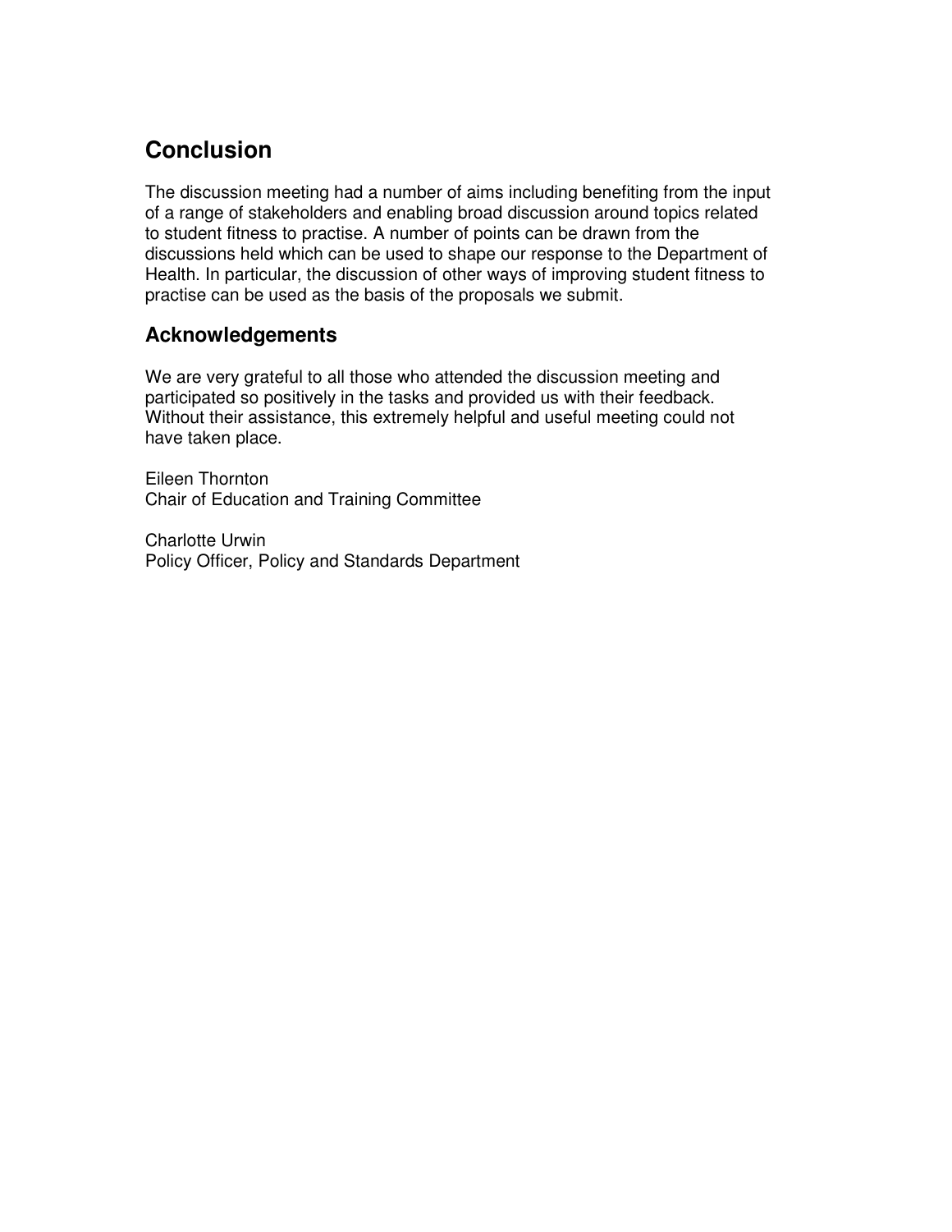## Conclusion

The discussion meeting had a number of aims including benefiting from the input of a range of stakeholders and enabling broad discussion around topics related to student fitness to practise. A number of points can be drawn from the discussions held which can be used to shape our response to the Department of Health. In particular, the discussion of other ways of improving student fitness to practise can be used as the basis of the proposals we submit.

### Acknowledgements

We are very grateful to all those who attended the discussion meeting and participated so positively in the tasks and provided us with their feedback. Without their assistance, this extremely helpful and useful meeting could not have taken place.

Eileen Thornton
Chair of Education and Training Committee

Charlotte Urwin
Policy Officer, Policy and Standards Department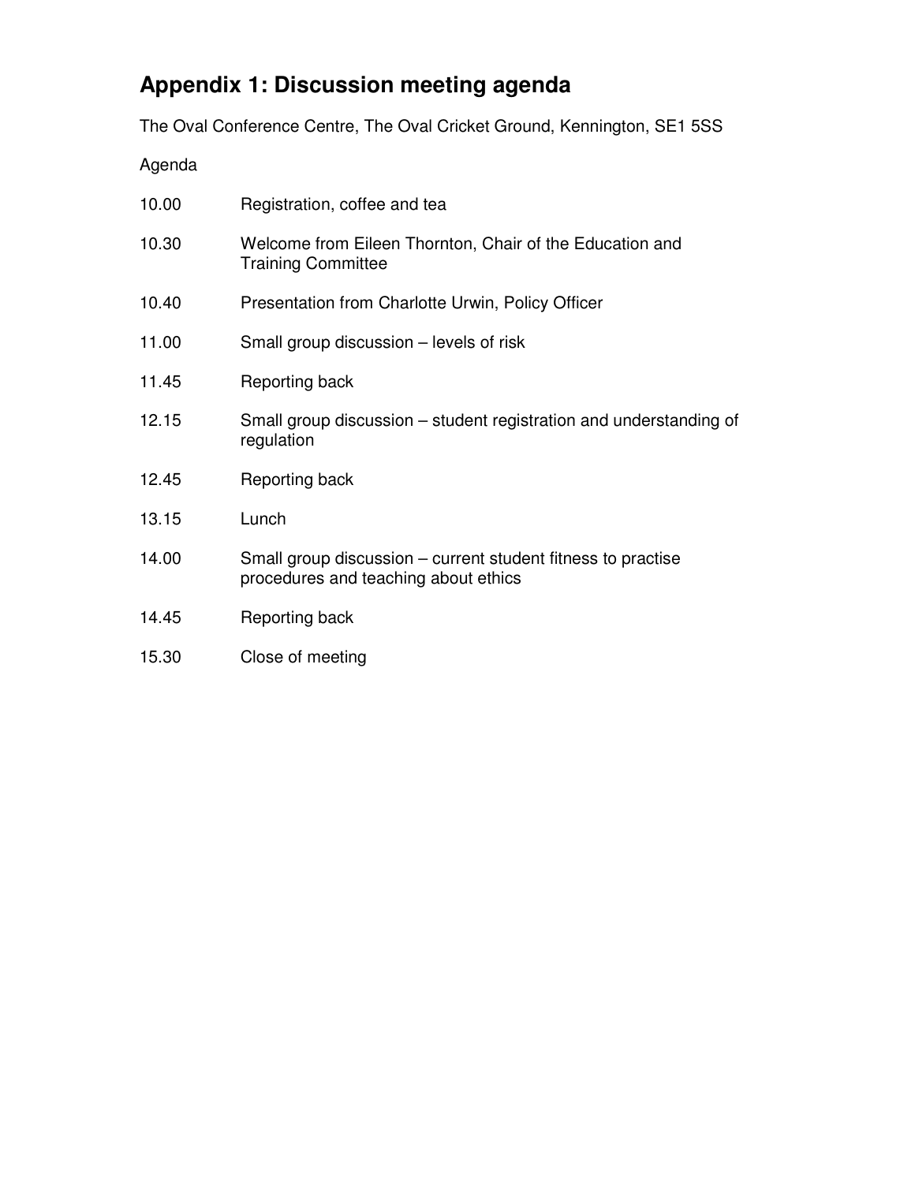# Appendix 1: Discussion meeting agenda

The Oval Conference Centre, The Oval Cricket Ground, Kennington, SE1 5SS

Agenda

| | |
|---|---|
| 10.00 | Registration, coffee and tea |
| 10.30 | Welcome from Eileen Thornton, Chair of the Education and Training Committee |
| 10.40 | Presentation from Charlotte Urwin, Policy Officer |
| 11.00 | Small group discussion – levels of risk |
| 11.45 | Reporting back |
| 12.15 | Small group discussion – student registration and understanding of regulation |
| 12.45 | Reporting back |
| 13.15 | Lunch |
| 14.00 | Small group discussion – current student fitness to practise procedures and teaching about ethics |
| 14.45 | Reporting back |
| 15.30 | Close of meeting |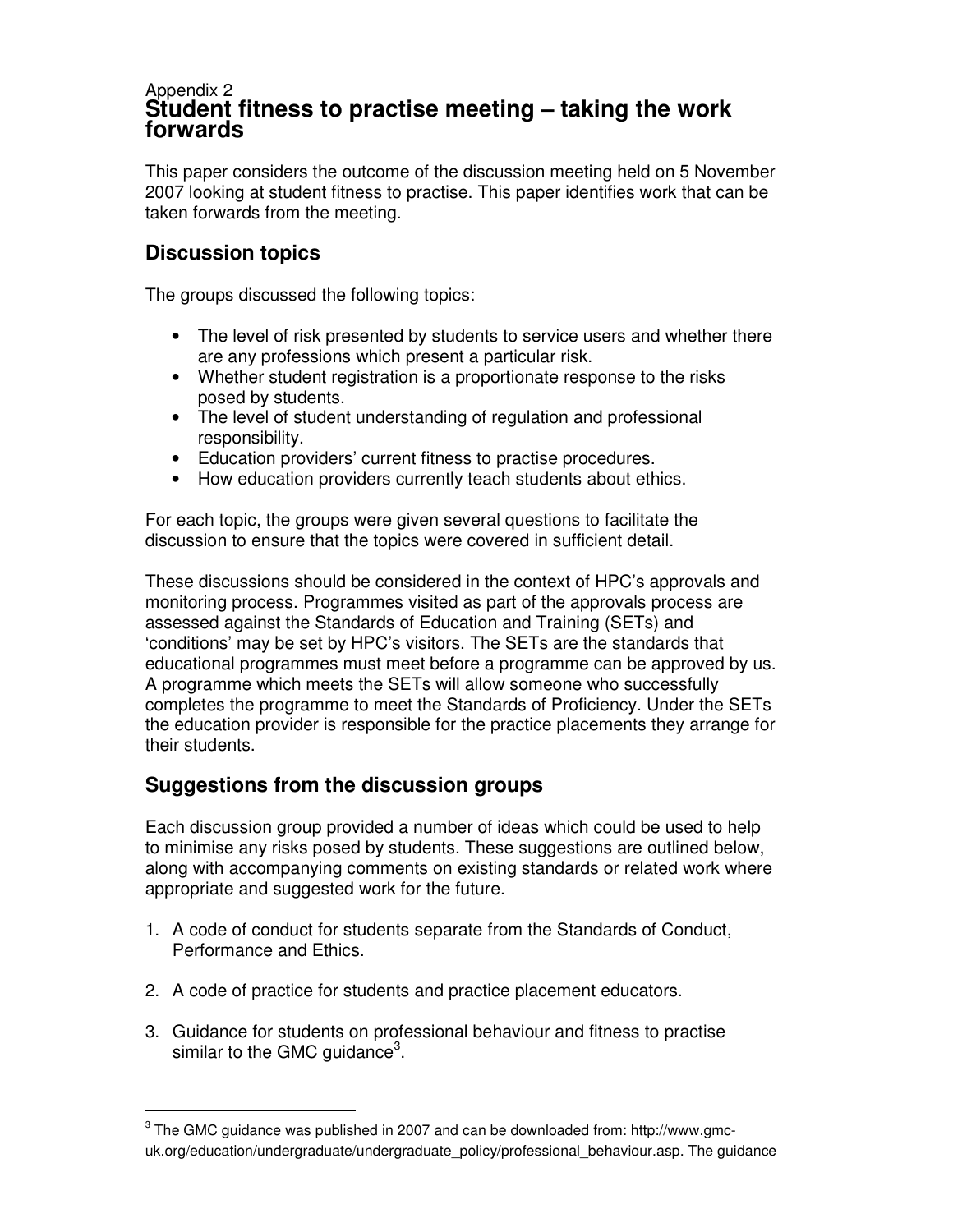Appendix 2

# Student fitness to practise meeting – taking the work forwards

This paper considers the outcome of the discussion meeting held on 5 November 2007 looking at student fitness to practise. This paper identifies work that can be taken forwards from the meeting.

## Discussion topics

The groups discussed the following topics:

- The level of risk presented by students to service users and whether there are any professions which present a particular risk.
- Whether student registration is a proportionate response to the risks posed by students.
- The level of student understanding of regulation and professional responsibility.
- Education providers' current fitness to practise procedures.
- How education providers currently teach students about ethics.

For each topic, the groups were given several questions to facilitate the discussion to ensure that the topics were covered in sufficient detail.

These discussions should be considered in the context of HPC's approvals and monitoring process. Programmes visited as part of the approvals process are assessed against the Standards of Education and Training (SETs) and 'conditions' may be set by HPC's visitors. The SETs are the standards that educational programmes must meet before a programme can be approved by us. A programme which meets the SETs will allow someone who successfully completes the programme to meet the Standards of Proficiency. Under the SETs the education provider is responsible for the practice placements they arrange for their students.

## Suggestions from the discussion groups

Each discussion group provided a number of ideas which could be used to help to minimise any risks posed by students. These suggestions are outlined below, along with accompanying comments on existing standards or related work where appropriate and suggested work for the future.

1. A code of conduct for students separate from the Standards of Conduct, Performance and Ethics.

2. A code of practice for students and practice placement educators.

3. Guidance for students on professional behaviour and fitness to practise similar to the GMC guidance[3].

[3] The GMC guidance was published in 2007 and can be downloaded from: http://www.gmc-uk.org/education/undergraduate/undergraduate_policy/professional_behaviour.asp. The guidance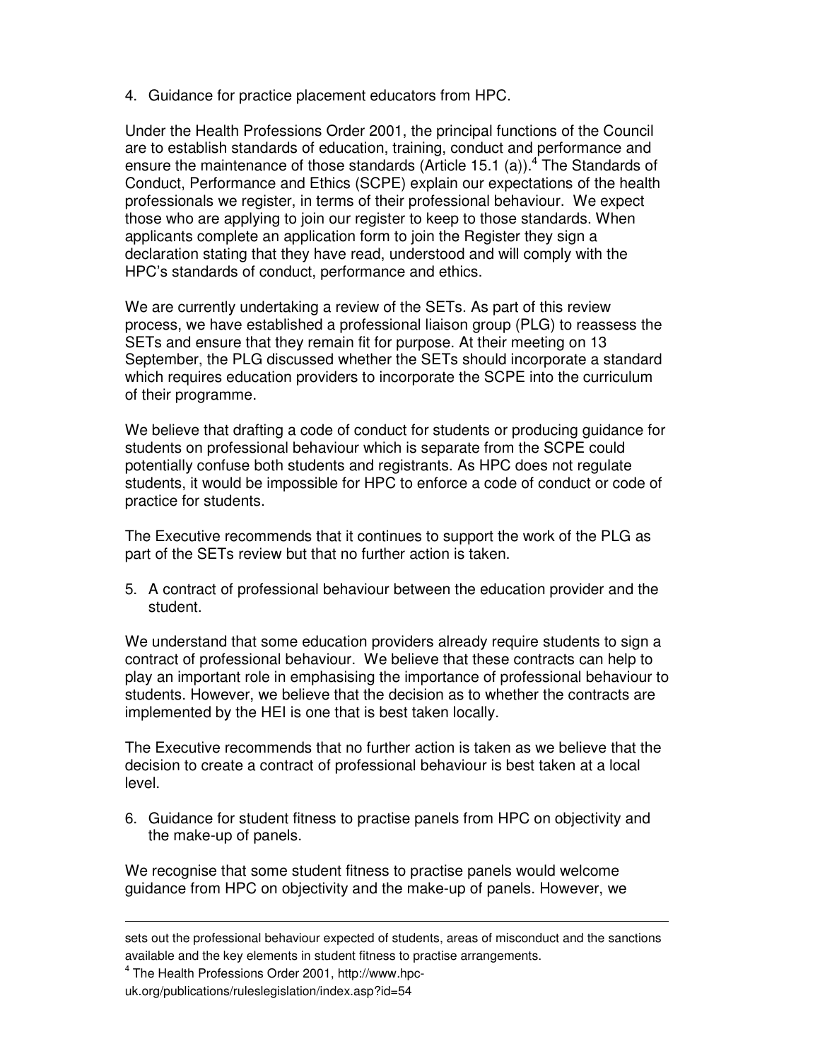4. Guidance for practice placement educators from HPC.

Under the Health Professions Order 2001, the principal functions of the Council are to establish standards of education, training, conduct and performance and ensure the maintenance of those standards (Article 15.1 (a)).[4] The Standards of Conduct, Performance and Ethics (SCPE) explain our expectations of the health professionals we register, in terms of their professional behaviour. We expect those who are applying to join our register to keep to those standards. When applicants complete an application form to join the Register they sign a declaration stating that they have read, understood and will comply with the HPC's standards of conduct, performance and ethics.

We are currently undertaking a review of the SETs. As part of this review process, we have established a professional liaison group (PLG) to reassess the SETs and ensure that they remain fit for purpose. At their meeting on 13 September, the PLG discussed whether the SETs should incorporate a standard which requires education providers to incorporate the SCPE into the curriculum of their programme.

We believe that drafting a code of conduct for students or producing guidance for students on professional behaviour which is separate from the SCPE could potentially confuse both students and registrants. As HPC does not regulate students, it would be impossible for HPC to enforce a code of conduct or code of practice for students.

The Executive recommends that it continues to support the work of the PLG as part of the SETs review but that no further action is taken.

5. A contract of professional behaviour between the education provider and the student.

We understand that some education providers already require students to sign a contract of professional behaviour. We believe that these contracts can help to play an important role in emphasising the importance of professional behaviour to students. However, we believe that the decision as to whether the contracts are implemented by the HEI is one that is best taken locally.

The Executive recommends that no further action is taken as we believe that the decision to create a contract of professional behaviour is best taken at a local level.

6. Guidance for student fitness to practise panels from HPC on objectivity and the make-up of panels.

We recognise that some student fitness to practise panels would welcome guidance from HPC on objectivity and the make-up of panels. However, we

---

sets out the professional behaviour expected of students, areas of misconduct and the sanctions available and the key elements in student fitness to practise arrangements.

[4] The Health Professions Order 2001, http://www.hpc-uk.org/publications/ruleslegislation/index.asp?id=54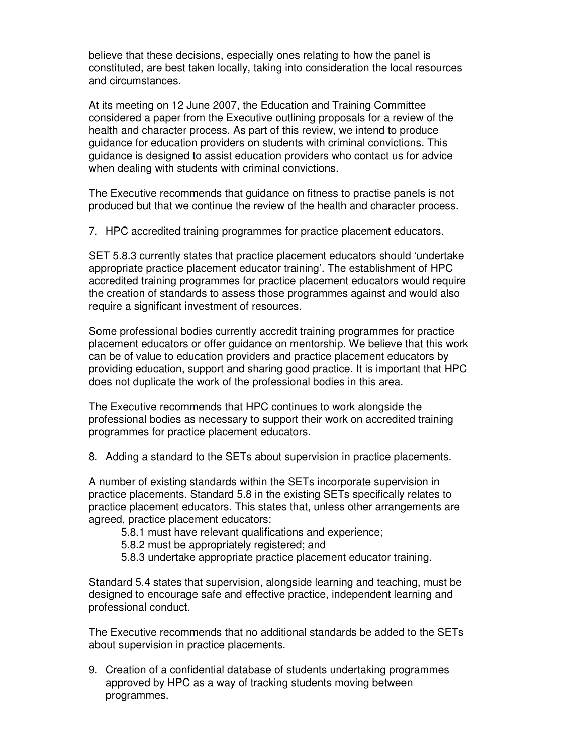believe that these decisions, especially ones relating to how the panel is constituted, are best taken locally, taking into consideration the local resources and circumstances.

At its meeting on 12 June 2007, the Education and Training Committee considered a paper from the Executive outlining proposals for a review of the health and character process. As part of this review, we intend to produce guidance for education providers on students with criminal convictions. This guidance is designed to assist education providers who contact us for advice when dealing with students with criminal convictions.

The Executive recommends that guidance on fitness to practise panels is not produced but that we continue the review of the health and character process.

7. HPC accredited training programmes for practice placement educators.

SET 5.8.3 currently states that practice placement educators should 'undertake appropriate practice placement educator training'. The establishment of HPC accredited training programmes for practice placement educators would require the creation of standards to assess those programmes against and would also require a significant investment of resources.

Some professional bodies currently accredit training programmes for practice placement educators or offer guidance on mentorship. We believe that this work can be of value to education providers and practice placement educators by providing education, support and sharing good practice. It is important that HPC does not duplicate the work of the professional bodies in this area.

The Executive recommends that HPC continues to work alongside the professional bodies as necessary to support their work on accredited training programmes for practice placement educators.

8. Adding a standard to the SETs about supervision in practice placements.

A number of existing standards within the SETs incorporate supervision in practice placements. Standard 5.8 in the existing SETs specifically relates to practice placement educators. This states that, unless other arrangements are agreed, practice placement educators:

> 5.8.1 must have relevant qualifications and experience;
> 5.8.2 must be appropriately registered; and
> 5.8.3 undertake appropriate practice placement educator training.

Standard 5.4 states that supervision, alongside learning and teaching, must be designed to encourage safe and effective practice, independent learning and professional conduct.

The Executive recommends that no additional standards be added to the SETs about supervision in practice placements.

9. Creation of a confidential database of students undertaking programmes approved by HPC as a way of tracking students moving between programmes.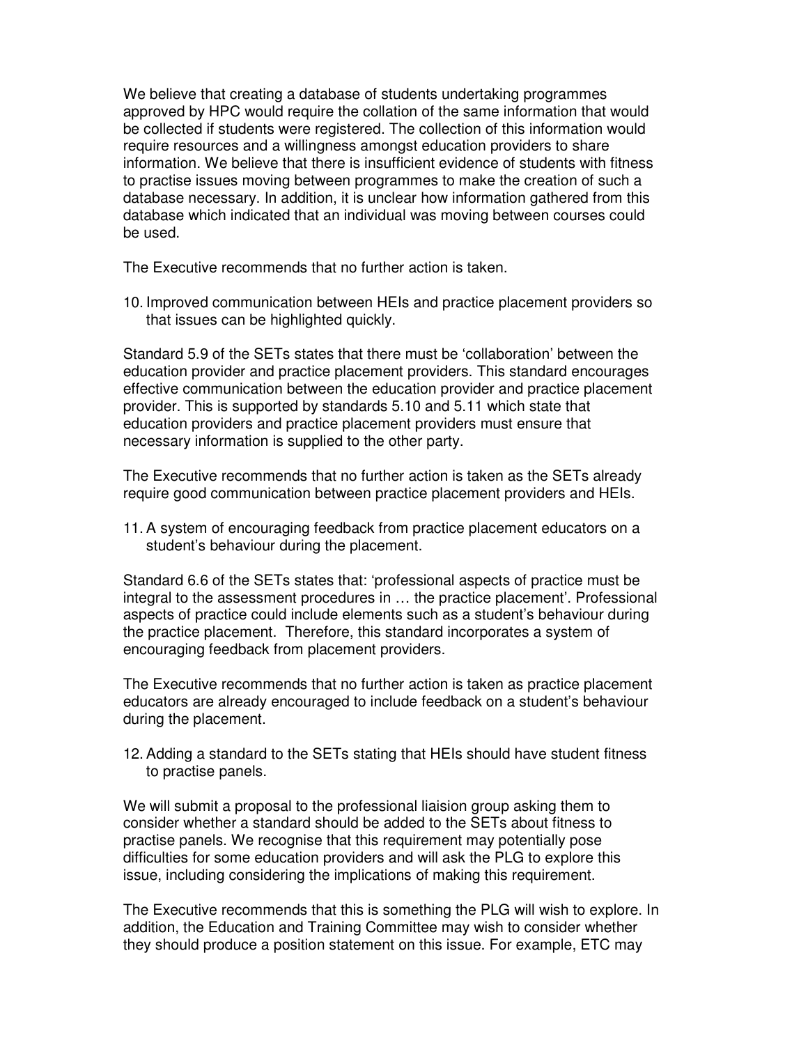We believe that creating a database of students undertaking programmes approved by HPC would require the collation of the same information that would be collected if students were registered. The collection of this information would require resources and a willingness amongst education providers to share information. We believe that there is insufficient evidence of students with fitness to practise issues moving between programmes to make the creation of such a database necessary. In addition, it is unclear how information gathered from this database which indicated that an individual was moving between courses could be used.

The Executive recommends that no further action is taken.

10. Improved communication between HEIs and practice placement providers so that issues can be highlighted quickly.

Standard 5.9 of the SETs states that there must be 'collaboration' between the education provider and practice placement providers. This standard encourages effective communication between the education provider and practice placement provider. This is supported by standards 5.10 and 5.11 which state that education providers and practice placement providers must ensure that necessary information is supplied to the other party.

The Executive recommends that no further action is taken as the SETs already require good communication between practice placement providers and HEIs.

11. A system of encouraging feedback from practice placement educators on a student's behaviour during the placement.

Standard 6.6 of the SETs states that: 'professional aspects of practice must be integral to the assessment procedures in … the practice placement'. Professional aspects of practice could include elements such as a student's behaviour during the practice placement. Therefore, this standard incorporates a system of encouraging feedback from placement providers.

The Executive recommends that no further action is taken as practice placement educators are already encouraged to include feedback on a student's behaviour during the placement.

12. Adding a standard to the SETs stating that HEIs should have student fitness to practise panels.

We will submit a proposal to the professional liaision group asking them to consider whether a standard should be added to the SETs about fitness to practise panels. We recognise that this requirement may potentially pose difficulties for some education providers and will ask the PLG to explore this issue, including considering the implications of making this requirement.

The Executive recommends that this is something the PLG will wish to explore. In addition, the Education and Training Committee may wish to consider whether they should produce a position statement on this issue. For example, ETC may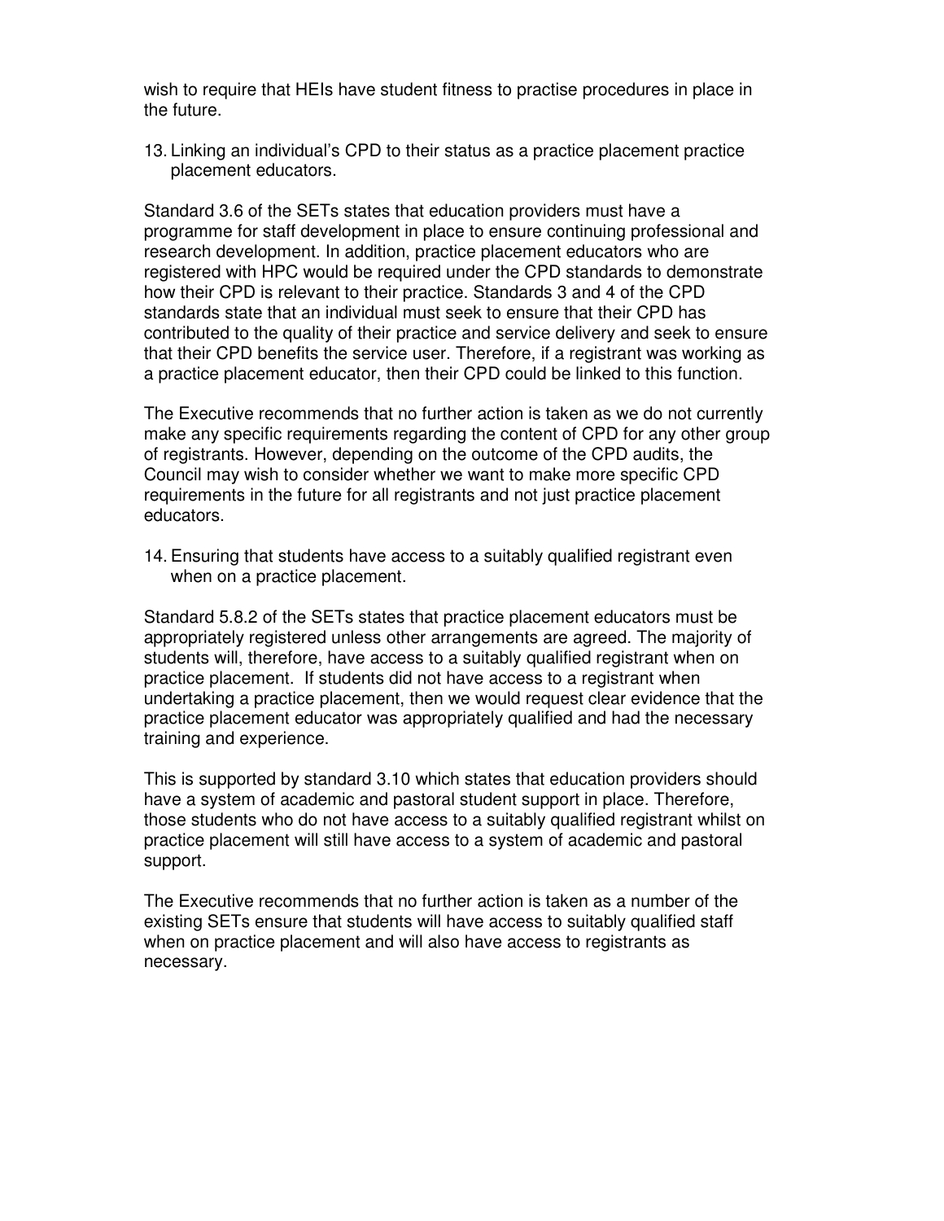wish to require that HEIs have student fitness to practise procedures in place in the future.

13. Linking an individual's CPD to their status as a practice placement practice placement educators.

Standard 3.6 of the SETs states that education providers must have a programme for staff development in place to ensure continuing professional and research development. In addition, practice placement educators who are registered with HPC would be required under the CPD standards to demonstrate how their CPD is relevant to their practice. Standards 3 and 4 of the CPD standards state that an individual must seek to ensure that their CPD has contributed to the quality of their practice and service delivery and seek to ensure that their CPD benefits the service user. Therefore, if a registrant was working as a practice placement educator, then their CPD could be linked to this function.

The Executive recommends that no further action is taken as we do not currently make any specific requirements regarding the content of CPD for any other group of registrants. However, depending on the outcome of the CPD audits, the Council may wish to consider whether we want to make more specific CPD requirements in the future for all registrants and not just practice placement educators.

14. Ensuring that students have access to a suitably qualified registrant even when on a practice placement.

Standard 5.8.2 of the SETs states that practice placement educators must be appropriately registered unless other arrangements are agreed. The majority of students will, therefore, have access to a suitably qualified registrant when on practice placement. If students did not have access to a registrant when undertaking a practice placement, then we would request clear evidence that the practice placement educator was appropriately qualified and had the necessary training and experience.

This is supported by standard 3.10 which states that education providers should have a system of academic and pastoral student support in place. Therefore, those students who do not have access to a suitably qualified registrant whilst on practice placement will still have access to a system of academic and pastoral support.

The Executive recommends that no further action is taken as a number of the existing SETs ensure that students will have access to suitably qualified staff when on practice placement and will also have access to registrants as necessary.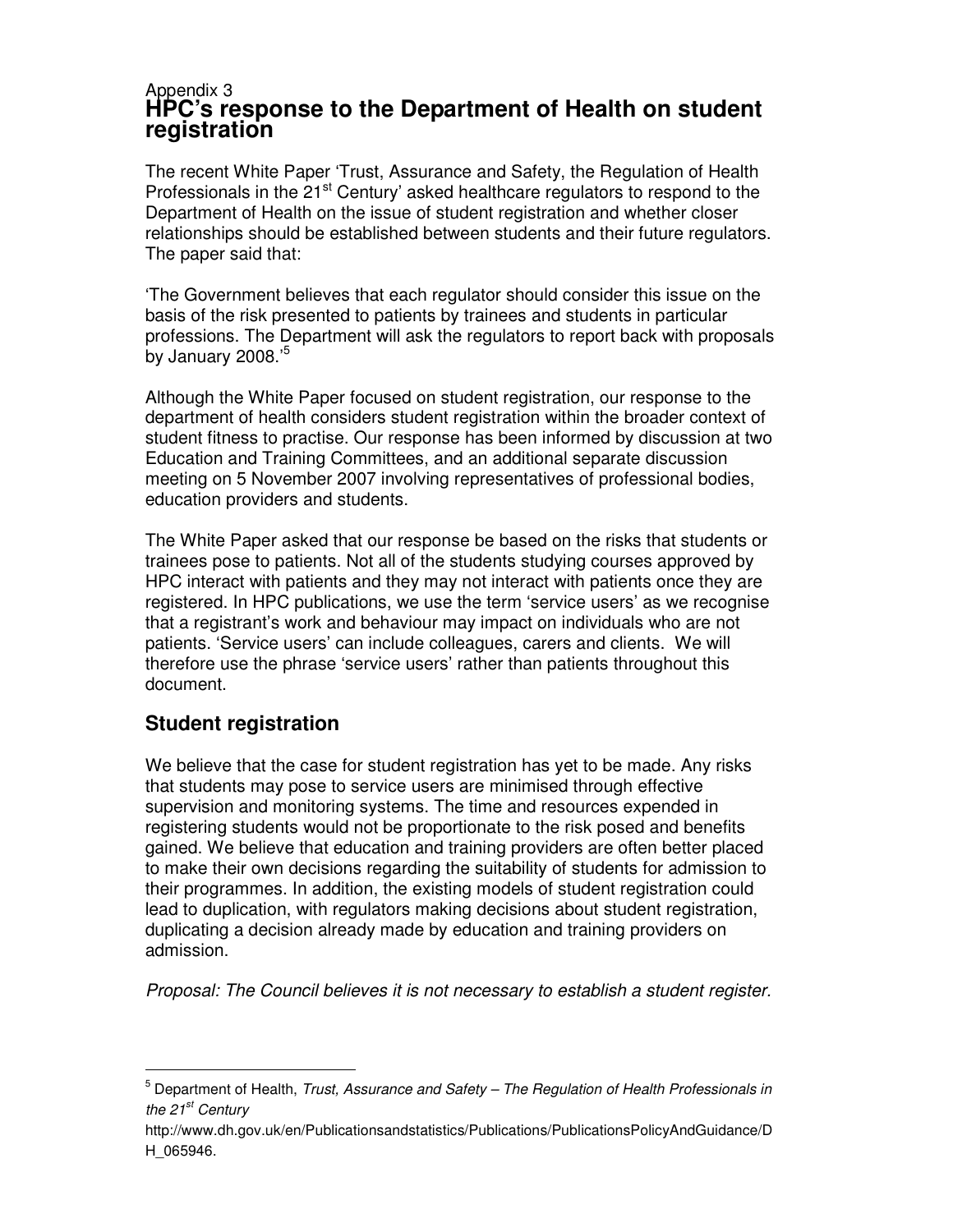Appendix 3

# HPC's response to the Department of Health on student registration

The recent White Paper 'Trust, Assurance and Safety, the Regulation of Health Professionals in the 21st Century' asked healthcare regulators to respond to the Department of Health on the issue of student registration and whether closer relationships should be established between students and their future regulators. The paper said that:

'The Government believes that each regulator should consider this issue on the basis of the risk presented to patients by trainees and students in particular professions. The Department will ask the regulators to report back with proposals by January 2008.'[5]

Although the White Paper focused on student registration, our response to the department of health considers student registration within the broader context of student fitness to practise. Our response has been informed by discussion at two Education and Training Committees, and an additional separate discussion meeting on 5 November 2007 involving representatives of professional bodies, education providers and students.

The White Paper asked that our response be based on the risks that students or trainees pose to patients. Not all of the students studying courses approved by HPC interact with patients and they may not interact with patients once they are registered. In HPC publications, we use the term 'service users' as we recognise that a registrant's work and behaviour may impact on individuals who are not patients. 'Service users' can include colleagues, carers and clients. We will therefore use the phrase 'service users' rather than patients throughout this document.

## Student registration

We believe that the case for student registration has yet to be made. Any risks that students may pose to service users are minimised through effective supervision and monitoring systems. The time and resources expended in registering students would not be proportionate to the risk posed and benefits gained. We believe that education and training providers are often better placed to make their own decisions regarding the suitability of students for admission to their programmes. In addition, the existing models of student registration could lead to duplication, with regulators making decisions about student registration, duplicating a decision already made by education and training providers on admission.

*Proposal: The Council believes it is not necessary to establish a student register.*

---

[5] Department of Health, *Trust, Assurance and Safety – The Regulation of Health Professionals in the 21st Century* http://www.dh.gov.uk/en/Publicationsandstatistics/Publications/PublicationsPolicyAndGuidance/DH_065946.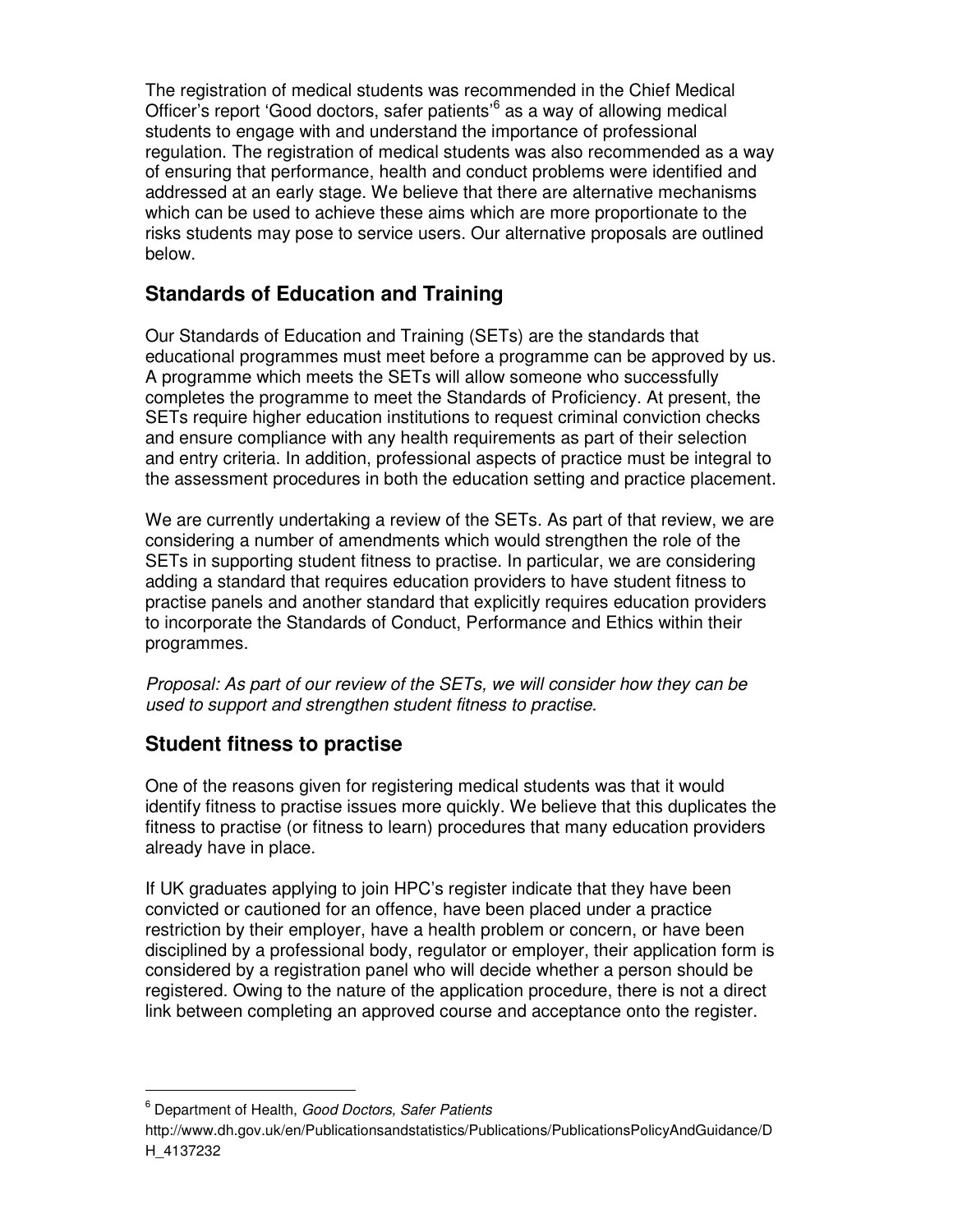The registration of medical students was recommended in the Chief Medical Officer's report 'Good doctors, safer patients'[6] as a way of allowing medical students to engage with and understand the importance of professional regulation. The registration of medical students was also recommended as a way of ensuring that performance, health and conduct problems were identified and addressed at an early stage. We believe that there are alternative mechanisms which can be used to achieve these aims which are more proportionate to the risks students may pose to service users. Our alternative proposals are outlined below.

## Standards of Education and Training

Our Standards of Education and Training (SETs) are the standards that educational programmes must meet before a programme can be approved by us. A programme which meets the SETs will allow someone who successfully completes the programme to meet the Standards of Proficiency. At present, the SETs require higher education institutions to request criminal conviction checks and ensure compliance with any health requirements as part of their selection and entry criteria. In addition, professional aspects of practice must be integral to the assessment procedures in both the education setting and practice placement.

We are currently undertaking a review of the SETs. As part of that review, we are considering a number of amendments which would strengthen the role of the SETs in supporting student fitness to practise. In particular, we are considering adding a standard that requires education providers to have student fitness to practise panels and another standard that explicitly requires education providers to incorporate the Standards of Conduct, Performance and Ethics within their programmes.

*Proposal: As part of our review of the SETs, we will consider how they can be used to support and strengthen student fitness to practise.*

## Student fitness to practise

One of the reasons given for registering medical students was that it would identify fitness to practise issues more quickly. We believe that this duplicates the fitness to practise (or fitness to learn) procedures that many education providers already have in place.

If UK graduates applying to join HPC's register indicate that they have been convicted or cautioned for an offence, have been placed under a practice restriction by their employer, have a health problem or concern, or have been disciplined by a professional body, regulator or employer, their application form is considered by a registration panel who will decide whether a person should be registered. Owing to the nature of the application procedure, there is not a direct link between completing an approved course and acceptance onto the register.

---

[6] Department of Health, *Good Doctors, Safer Patients*
http://www.dh.gov.uk/en/Publicationsandstatistics/Publications/PublicationsPolicyAndGuidance/DH_4137232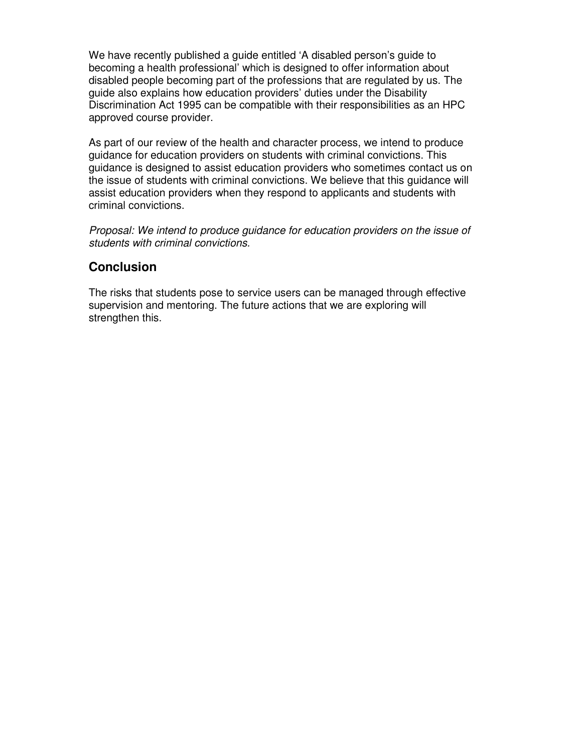We have recently published a guide entitled ‘A disabled person’s guide to becoming a health professional’ which is designed to offer information about disabled people becoming part of the professions that are regulated by us. The guide also explains how education providers’ duties under the Disability Discrimination Act 1995 can be compatible with their responsibilities as an HPC approved course provider.

As part of our review of the health and character process, we intend to produce guidance for education providers on students with criminal convictions. This guidance is designed to assist education providers who sometimes contact us on the issue of students with criminal convictions. We believe that this guidance will assist education providers when they respond to applicants and students with criminal convictions.

*Proposal: We intend to produce guidance for education providers on the issue of students with criminal convictions.*

## Conclusion

The risks that students pose to service users can be managed through effective supervision and mentoring. The future actions that we are exploring will strengthen this.